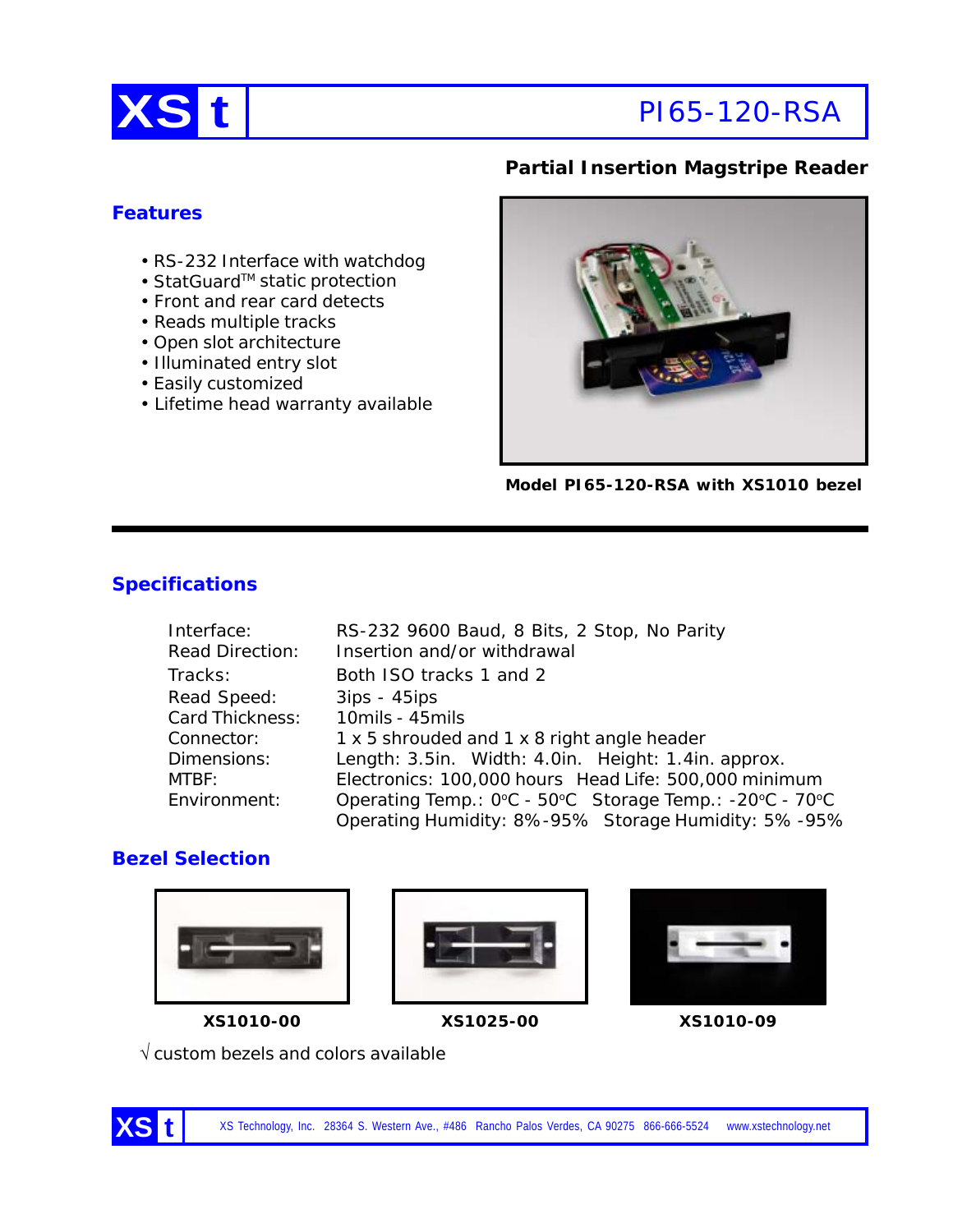# XS t PI65-120-RSA

## Partial Insertion Magstripe Reader

### Features

- RS-232 Interface with watchdog
- StatGuard™ static protection
- Front and rear card detects
- Reads multiple tracks
- Open slot architecture
- Illuminated entry slot
- Easily customized
- Lifetime head warranty available

**Model PI65-120-RSA with XS1010 bezel**

### Specifications

| | |
|---|---|
| Interface: | RS-232 9600 Baud, 8 Bits, 2 Stop, No Parity |
| Read Direction: | Insertion and/or withdrawal |
| Tracks: | Both ISO tracks 1 and 2 |
| Read Speed: | 3ips - 45ips |
| Card Thickness: | 10mils - 45mils |
| Connector: | 1 x 5 shrouded and 1 x 8 right angle header |
| Dimensions: | Length: 3.5in. Width: 4.0in. Height: 1.4in. approx. |
| MTBF: | Electronics: 100,000 hours Head Life: 500,000 minimum |
| Environment: | Operating Temp.: 0°C - 50°C Storage Temp.: -20°C - 70°C<br>Operating Humidity: 8%-95% Storage Humidity: 5% -95% |

### Bezel Selection

**XS1010-00** **XS1025-00** **XS1010-09**

√ custom bezels and colors available

XS Technology, Inc. 28364 S. Western Ave., #486 Rancho Palos Verdes, CA 90275 866-666-5524 www.xstechnology.net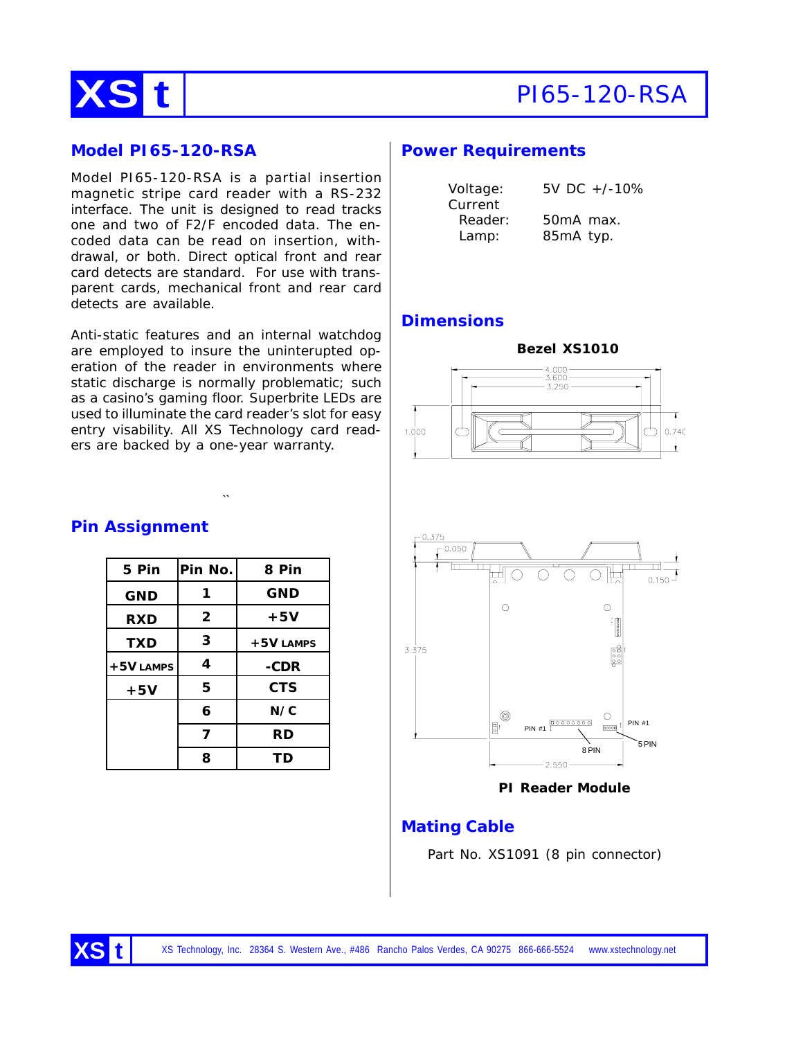# PI65-120-RSA

## Model PI65-120-RSA

Model PI65-120-RSA is a partial insertion magnetic stripe card reader with a RS-232 interface. The unit is designed to read tracks one and two of F2/F encoded data. The encoded data can be read on insertion, withdrawal, or both. Direct optical front and rear card detects are standard. For use with transparent cards, mechanical front and rear card detects are available.

Anti-static features and an internal watchdog are employed to insure the uninterupted operation of the reader in environments where static discharge is normally problematic; such as a casino's gaming floor. Superbrite LEDs are used to illuminate the card reader's slot for easy entry visability. All XS Technology card readers are backed by a one-year warranty.

## Pin Assignment

| 5 Pin | Pin No. | 8 Pin |
|---|---|---|
| GND | 1 | GND |
| RXD | 2 | +5V |
| TXD | 3 | +5V LAMPS |
| +5V LAMPS | 4 | -CDR |
| +5V | 5 | CTS |
| | 6 | N/C |
| | 7 | RD |
| | 8 | TD |

## Power Requirements

Voltage: 5V DC +/-10%
Current
Reader: 50mA max.
Lamp: 85mA typ.

## Dimensions

**Bezel XS1010**

4.000
3.600
3.250
1.000
0.740

0.375
0.050
0.150
3.375
PIN #1
PIN #1
8 PIN
5 PIN
2.550

**PI Reader Module**

## Mating Cable

Part No. XS1091 (8 pin connector)